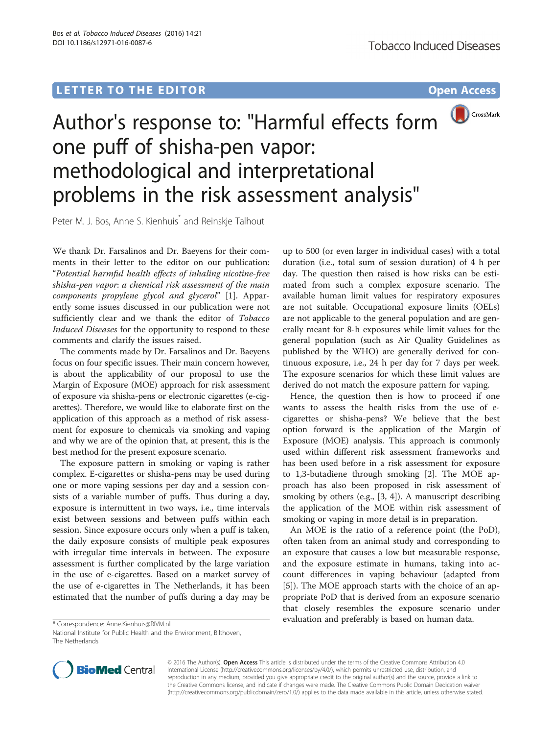LETTER TO THE EDITOR

Open Access

# Author's response to: "Harmful effects form one puff of shisha-pen vapor: methodological and interpretational problems in the risk assessment analysis"

Peter M. J. Bos, Anne S. Kienhuis* and Reinskje Talhout

We thank Dr. Farsalinos and Dr. Baeyens for their comments in their letter to the editor on our publication: "*Potential harmful health effects of inhaling nicotine-free shisha-pen vapor: a chemical risk assessment of the main components propylene glycol and glycerol*" [1]. Apparently some issues discussed in our publication were not sufficiently clear and we thank the editor of *Tobacco Induced Diseases* for the opportunity to respond to these comments and clarify the issues raised.

The comments made by Dr. Farsalinos and Dr. Baeyens focus on four specific issues. Their main concern however, is about the applicability of our proposal to use the Margin of Exposure (MOE) approach for risk assessment of exposure via shisha-pens or electronic cigarettes (e-cigarettes). Therefore, we would like to elaborate first on the application of this approach as a method of risk assessment for exposure to chemicals via smoking and vaping and why we are of the opinion that, at present, this is the best method for the present exposure scenario.

The exposure pattern in smoking or vaping is rather complex. E-cigarettes or shisha-pens may be used during one or more vaping sessions per day and a session consists of a variable number of puffs. Thus during a day, exposure is intermittent in two ways, i.e., time intervals exist between sessions and between puffs within each session. Since exposure occurs only when a puff is taken, the daily exposure consists of multiple peak exposures with irregular time intervals in between. The exposure assessment is further complicated by the large variation in the use of e-cigarettes. Based on a market survey of the use of e-cigarettes in The Netherlands, it has been estimated that the number of puffs during a day may be up to 500 (or even larger in individual cases) with a total duration (i.e., total sum of session duration) of 4 h per day. The question then raised is how risks can be estimated from such a complex exposure scenario. The available human limit values for respiratory exposures are not suitable. Occupational exposure limits (OELs) are not applicable to the general population and are generally meant for 8-h exposures while limit values for the general population (such as Air Quality Guidelines as published by the WHO) are generally derived for continuous exposure, i.e., 24 h per day for 7 days per week. The exposure scenarios for which these limit values are derived do not match the exposure pattern for vaping.

Hence, the question then is how to proceed if one wants to assess the health risks from the use of e-cigarettes or shisha-pens? We believe that the best option forward is the application of the Margin of Exposure (MOE) analysis. This approach is commonly used within different risk assessment frameworks and has been used before in a risk assessment for exposure to 1,3-butadiene through smoking [2]. The MOE approach has also been proposed in risk assessment of smoking by others (e.g., [3, 4]). A manuscript describing the application of the MOE within risk assessment of smoking or vaping in more detail is in preparation.

An MOE is the ratio of a reference point (the PoD), often taken from an animal study and corresponding to an exposure that causes a low but measurable response, and the exposure estimate in humans, taking into account differences in vaping behaviour (adapted from [5]). The MOE approach starts with the choice of an appropriate PoD that is derived from an exposure scenario that closely resembles the exposure scenario under evaluation and preferably is based on human data.

\* Correspondence: Anne.Kienhuis@RIVM.nl

National Institute for Public Health and the Environment, Bilthoven, The Netherlands

© 2016 The Author(s). **Open Access** This article is distributed under the terms of the Creative Commons Attribution 4.0 International License (http://creativecommons.org/licenses/by/4.0/), which permits unrestricted use, distribution, and reproduction in any medium, provided you give appropriate credit to the original author(s) and the source, provide a link to the Creative Commons license, and indicate if changes were made. The Creative Commons Public Domain Dedication waiver (http://creativecommons.org/publicdomain/zero/1.0/) applies to the data made available in this article, unless otherwise stated.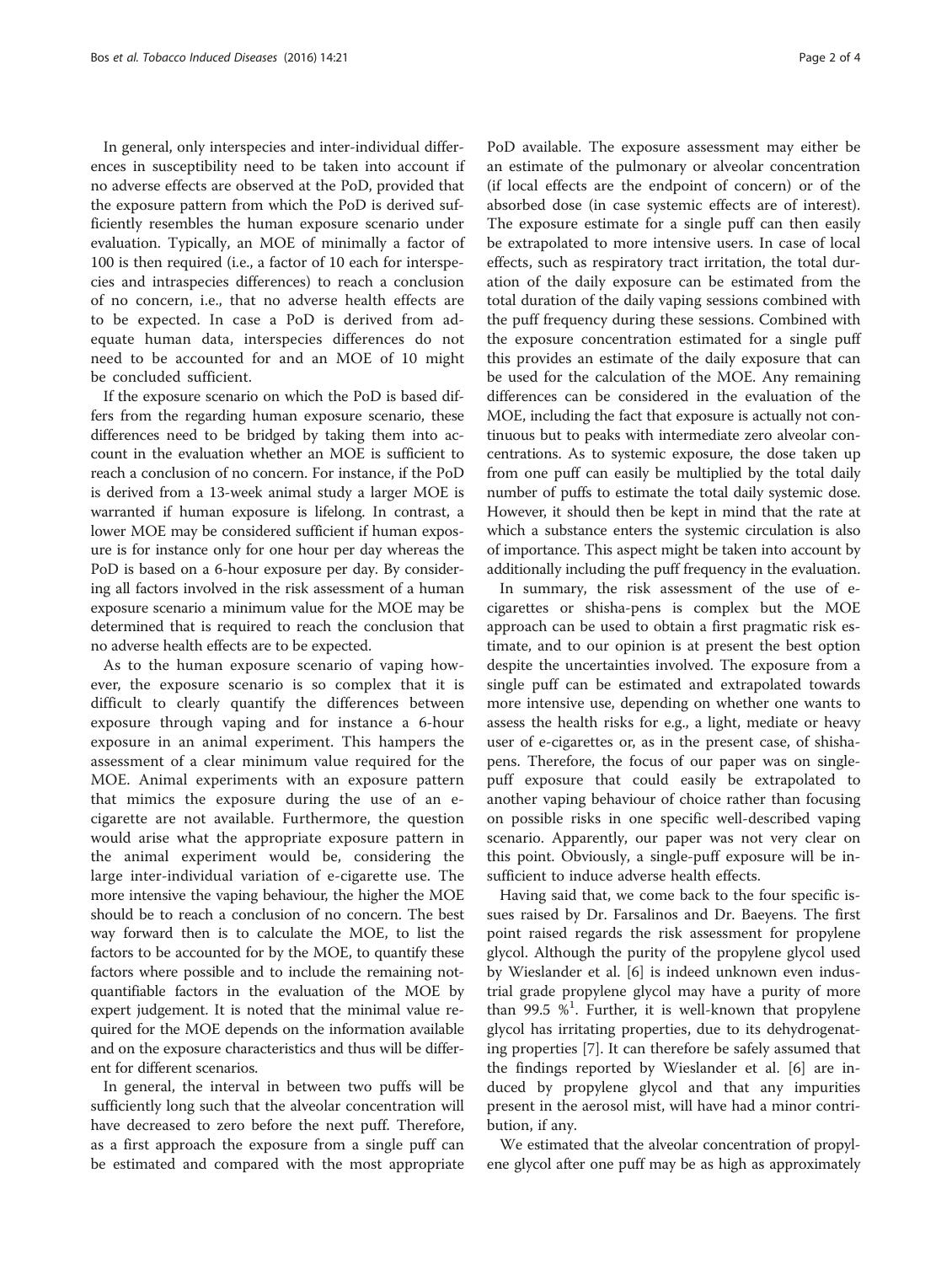In general, only interspecies and inter-individual differences in susceptibility need to be taken into account if no adverse effects are observed at the PoD, provided that the exposure pattern from which the PoD is derived sufficiently resembles the human exposure scenario under evaluation. Typically, an MOE of minimally a factor of 100 is then required (i.e., a factor of 10 each for interspecies and intraspecies differences) to reach a conclusion of no concern, i.e., that no adverse health effects are to be expected. In case a PoD is derived from adequate human data, interspecies differences do not need to be accounted for and an MOE of 10 might be concluded sufficient.

If the exposure scenario on which the PoD is based differs from the regarding human exposure scenario, these differences need to be bridged by taking them into account in the evaluation whether an MOE is sufficient to reach a conclusion of no concern. For instance, if the PoD is derived from a 13-week animal study a larger MOE is warranted if human exposure is lifelong. In contrast, a lower MOE may be considered sufficient if human exposure is for instance only for one hour per day whereas the PoD is based on a 6-hour exposure per day. By considering all factors involved in the risk assessment of a human exposure scenario a minimum value for the MOE may be determined that is required to reach the conclusion that no adverse health effects are to be expected.

As to the human exposure scenario of vaping however, the exposure scenario is so complex that it is difficult to clearly quantify the differences between exposure through vaping and for instance a 6-hour exposure in an animal experiment. This hampers the assessment of a clear minimum value required for the MOE. Animal experiments with an exposure pattern that mimics the exposure during the use of an e-cigarette are not available. Furthermore, the question would arise what the appropriate exposure pattern in the animal experiment would be, considering the large inter-individual variation of e-cigarette use. The more intensive the vaping behaviour, the higher the MOE should be to reach a conclusion of no concern. The best way forward then is to calculate the MOE, to list the factors to be accounted for by the MOE, to quantify these factors where possible and to include the remaining not-quantifiable factors in the evaluation of the MOE by expert judgement. It is noted that the minimal value required for the MOE depends on the information available and on the exposure characteristics and thus will be different for different scenarios.

In general, the interval in between two puffs will be sufficiently long such that the alveolar concentration will have decreased to zero before the next puff. Therefore, as a first approach the exposure from a single puff can be estimated and compared with the most appropriate PoD available. The exposure assessment may either be an estimate of the pulmonary or alveolar concentration (if local effects are the endpoint of concern) or of the absorbed dose (in case systemic effects are of interest). The exposure estimate for a single puff can then easily be extrapolated to more intensive users. In case of local effects, such as respiratory tract irritation, the total duration of the daily exposure can be estimated from the total duration of the daily vaping sessions combined with the puff frequency during these sessions. Combined with the exposure concentration estimated for a single puff this provides an estimate of the daily exposure that can be used for the calculation of the MOE. Any remaining differences can be considered in the evaluation of the MOE, including the fact that exposure is actually not continuous but to peaks with intermediate zero alveolar concentrations. As to systemic exposure, the dose taken up from one puff can easily be multiplied by the total daily number of puffs to estimate the total daily systemic dose. However, it should then be kept in mind that the rate at which a substance enters the systemic circulation is also of importance. This aspect might be taken into account by additionally including the puff frequency in the evaluation.

In summary, the risk assessment of the use of e-cigarettes or shisha-pens is complex but the MOE approach can be used to obtain a first pragmatic risk estimate, and to our opinion is at present the best option despite the uncertainties involved. The exposure from a single puff can be estimated and extrapolated towards more intensive use, depending on whether one wants to assess the health risks for e.g., a light, mediate or heavy user of e-cigarettes or, as in the present case, of shisha-pens. Therefore, the focus of our paper was on single-puff exposure that could easily be extrapolated to another vaping behaviour of choice rather than focusing on possible risks in one specific well-described vaping scenario. Apparently, our paper was not very clear on this point. Obviously, a single-puff exposure will be insufficient to induce adverse health effects.

Having said that, we come back to the four specific issues raised by Dr. Farsalinos and Dr. Baeyens. The first point raised regards the risk assessment for propylene glycol. Although the purity of the propylene glycol used by Wieslander et al. [6] is indeed unknown even industrial grade propylene glycol may have a purity of more than 99.5 %[1]. Further, it is well-known that propylene glycol has irritating properties, due to its dehydrogenating properties [7]. It can therefore be safely assumed that the findings reported by Wieslander et al. [6] are induced by propylene glycol and that any impurities present in the aerosol mist, will have had a minor contribution, if any.

We estimated that the alveolar concentration of propylene glycol after one puff may be as high as approximately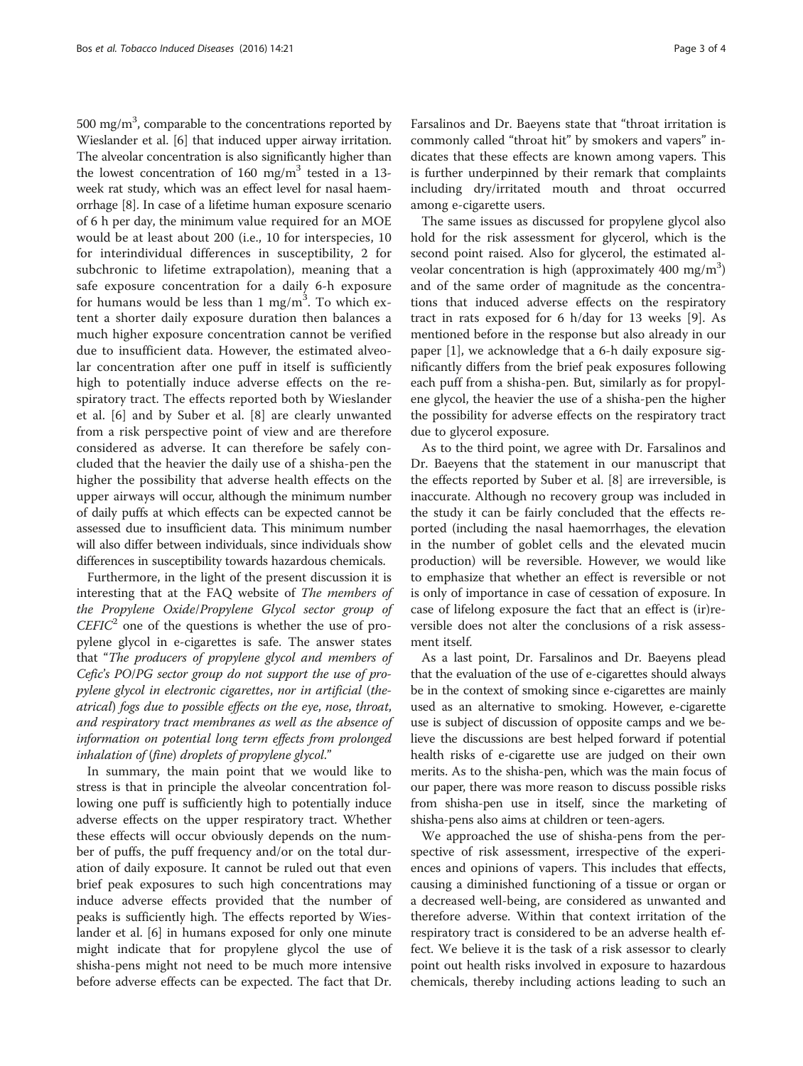500 $mg/m^3$, comparable to the concentrations reported by Wieslander et al. [6] that induced upper airway irritation. The alveolar concentration is also significantly higher than the lowest concentration of 160 $mg/m^3$ tested in a 13-week rat study, which was an effect level for nasal haemorrhage [8]. In case of a lifetime human exposure scenario of 6 h per day, the minimum value required for an MOE would be at least about 200 (i.e., 10 for interspecies, 10 for interindividual differences in susceptibility, 2 for subchronic to lifetime extrapolation), meaning that a safe exposure concentration for a daily 6-h exposure for humans would be less than 1 $mg/m^3$. To which extent a shorter daily exposure duration then balances a much higher exposure concentration cannot be verified due to insufficient data. However, the estimated alveolar concentration after one puff in itself is sufficiently high to potentially induce adverse effects on the respiratory tract. The effects reported both by Wieslander et al. [6] and by Suber et al. [8] are clearly unwanted from a risk perspective point of view and are therefore considered as adverse. It can therefore be safely concluded that the heavier the daily use of a shisha-pen the higher the possibility that adverse health effects on the upper airways will occur, although the minimum number of daily puffs at which effects can be expected cannot be assessed due to insufficient data. This minimum number will also differ between individuals, since individuals show differences in susceptibility towards hazardous chemicals.

Furthermore, in the light of the present discussion it is interesting that at the FAQ website of *The members of the Propylene Oxide/Propylene Glycol sector group of CEFIC*[2] one of the questions is whether the use of propylene glycol in e-cigarettes is safe. The answer states that "*The producers of propylene glycol and members of Cefic's PO/PG sector group do not support the use of propylene glycol in electronic cigarettes, nor in artificial (theatrical) fogs due to possible effects on the eye, nose, throat, and respiratory tract membranes as well as the absence of information on potential long term effects from prolonged inhalation of (fine) droplets of propylene glycol.*"

In summary, the main point that we would like to stress is that in principle the alveolar concentration following one puff is sufficiently high to potentially induce adverse effects on the upper respiratory tract. Whether these effects will occur obviously depends on the number of puffs, the puff frequency and/or on the total duration of daily exposure. It cannot be ruled out that even brief peak exposures to such high concentrations may induce adverse effects provided that the number of peaks is sufficiently high. The effects reported by Wieslander et al. [6] in humans exposed for only one minute might indicate that for propylene glycol the use of shisha-pens might not need to be much more intensive before adverse effects can be expected. The fact that Dr. Farsalinos and Dr. Baeyens state that "throat irritation is commonly called "throat hit" by smokers and vapers" indicates that these effects are known among vapers. This is further underpinned by their remark that complaints including dry/irritated mouth and throat occurred among e-cigarette users.

The same issues as discussed for propylene glycol also hold for the risk assessment for glycerol, which is the second point raised. Also for glycerol, the estimated alveolar concentration is high (approximately 400 $mg/m^3$) and of the same order of magnitude as the concentrations that induced adverse effects on the respiratory tract in rats exposed for 6 h/day for 13 weeks [9]. As mentioned before in the response but also already in our paper [1], we acknowledge that a 6-h daily exposure significantly differs from the brief peak exposures following each puff from a shisha-pen. But, similarly as for propylene glycol, the heavier the use of a shisha-pen the higher the possibility for adverse effects on the respiratory tract due to glycerol exposure.

As to the third point, we agree with Dr. Farsalinos and Dr. Baeyens that the statement in our manuscript that the effects reported by Suber et al. [8] are irreversible, is inaccurate. Although no recovery group was included in the study it can be fairly concluded that the effects reported (including the nasal haemorrhages, the elevation in the number of goblet cells and the elevated mucin production) will be reversible. However, we would like to emphasize that whether an effect is reversible or not is only of importance in case of cessation of exposure. In case of lifelong exposure the fact that an effect is (ir)reversible does not alter the conclusions of a risk assessment itself.

As a last point, Dr. Farsalinos and Dr. Baeyens plead that the evaluation of the use of e-cigarettes should always be in the context of smoking since e-cigarettes are mainly used as an alternative to smoking. However, e-cigarette use is subject of discussion of opposite camps and we believe the discussions are best helped forward if potential health risks of e-cigarette use are judged on their own merits. As to the shisha-pen, which was the main focus of our paper, there was more reason to discuss possible risks from shisha-pen use in itself, since the marketing of shisha-pens also aims at children or teen-agers.

We approached the use of shisha-pens from the perspective of risk assessment, irrespective of the experiences and opinions of vapers. This includes that effects, causing a diminished functioning of a tissue or organ or a decreased well-being, are considered as unwanted and therefore adverse. Within that context irritation of the respiratory tract is considered to be an adverse health effect. We believe it is the task of a risk assessor to clearly point out health risks involved in exposure to hazardous chemicals, thereby including actions leading to such an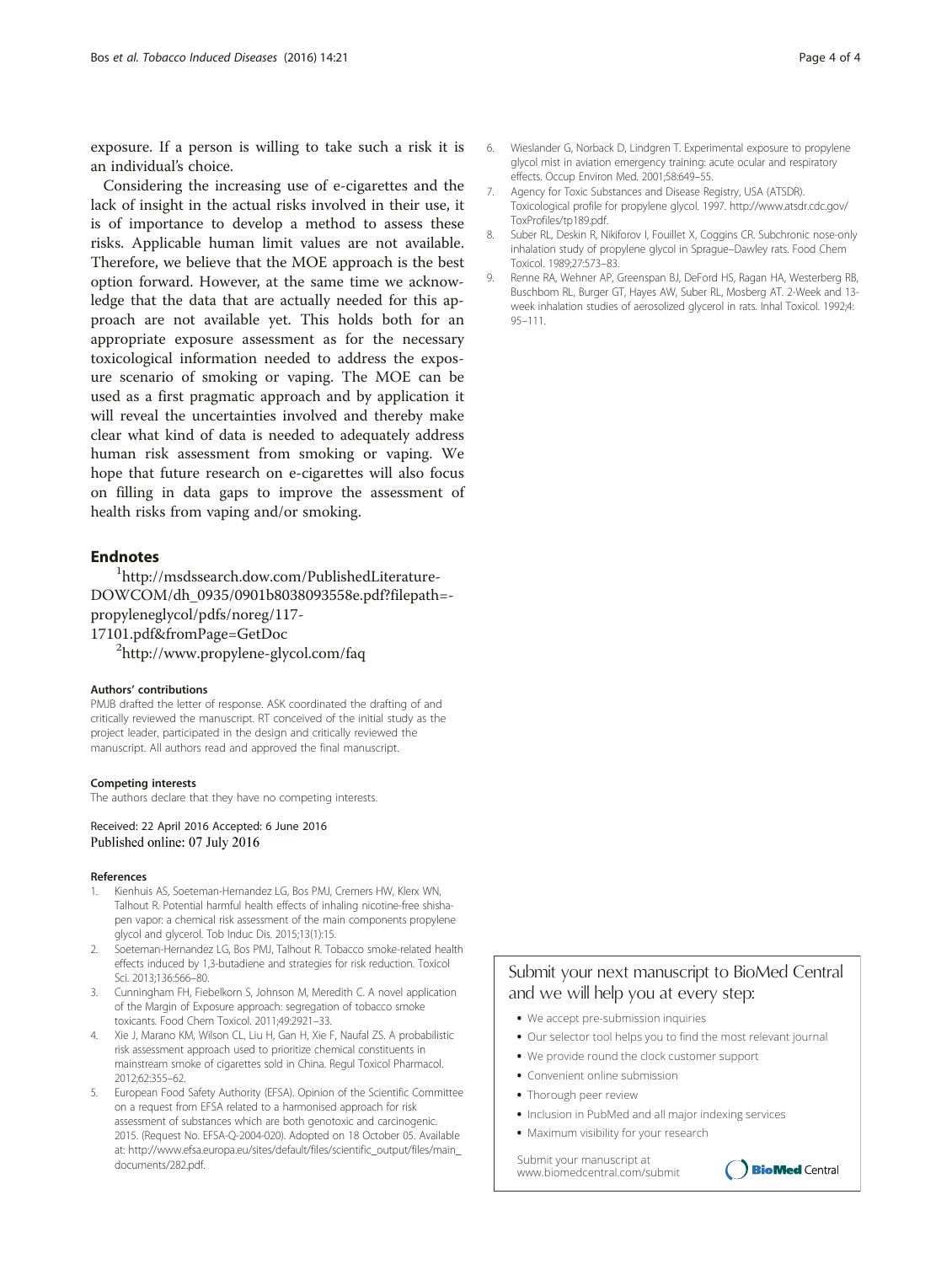exposure. If a person is willing to take such a risk it is an individual's choice.

Considering the increasing use of e-cigarettes and the lack of insight in the actual risks involved in their use, it is of importance to develop a method to assess these risks. Applicable human limit values are not available. Therefore, we believe that the MOE approach is the best option forward. However, at the same time we acknowledge that the data that are actually needed for this approach are not available yet. This holds both for an appropriate exposure assessment as for the necessary toxicological information needed to address the exposure scenario of smoking or vaping. The MOE can be used as a first pragmatic approach and by application it will reveal the uncertainties involved and thereby make clear what kind of data is needed to adequately address human risk assessment from smoking or vaping. We hope that future research on e-cigarettes will also focus on filling in data gaps to improve the assessment of health risks from vaping and/or smoking.

## Endnotes

[1]http://msdssearch.dow.com/PublishedLiterature-DOWCOM/dh_0935/0901b8038093558e.pdf?filepath=-propyleneglycol/pdfs/noreg/117-17101.pdf&fromPage=GetDoc

[2]http://www.propylene-glycol.com/faq

#### Authors' contributions

PMJB drafted the letter of response. ASK coordinated the drafting of and critically reviewed the manuscript. RT conceived of the initial study as the project leader, participated in the design and critically reviewed the manuscript. All authors read and approved the final manuscript.

#### Competing interests

The authors declare that they have no competing interests.

Received: 22 April 2016 Accepted: 6 June 2016
Published online: 07 July 2016

#### References

1. Kienhuis AS, Soeteman-Hernandez LG, Bos PMJ, Cremers HW, Klerx WN, Talhout R. Potential harmful health effects of inhaling nicotine-free shisha-pen vapor: a chemical risk assessment of the main components propylene glycol and glycerol. Tob Induc Dis. 2015;13(1):15.
2. Soeteman-Hernandez LG, Bos PMJ, Talhout R. Tobacco smoke-related health effects induced by 1,3-butadiene and strategies for risk reduction. Toxicol Sci. 2013;136:566–80.
3. Cunningham FH, Fiebelkorn S, Johnson M, Meredith C. A novel application of the Margin of Exposure approach: segregation of tobacco smoke toxicants. Food Chem Toxicol. 2011;49:2921–33.
4. Xie J, Marano KM, Wilson CL, Liu H, Gan H, Xie F, Naufal ZS. A probabilistic risk assessment approach used to prioritize chemical constituents in mainstream smoke of cigarettes sold in China. Regul Toxicol Pharmacol. 2012;62:355–62.
5. European Food Safety Authority (EFSA). Opinion of the Scientific Committee on a request from EFSA related to a harmonised approach for risk assessment of substances which are both genotoxic and carcinogenic. 2015. (Request No. EFSA-Q-2004-020). Adopted on 18 October 05. Available at: http://www.efsa.europa.eu/sites/default/files/scientific_output/files/main_documents/282.pdf.
6. Wieslander G, Norback D, Lindgren T. Experimental exposure to propylene glycol mist in aviation emergency training: acute ocular and respiratory effects. Occup Environ Med. 2001;58:649–55.
7. Agency for Toxic Substances and Disease Registry, USA (ATSDR). Toxicological profile for propylene glycol. 1997. http://www.atsdr.cdc.gov/ToxProfiles/tp189.pdf.
8. Suber RL, Deskin R, Nikiforov I, Fouillet X, Coggins CR. Subchronic nose-only inhalation study of propylene glycol in Sprague–Dawley rats. Food Chem Toxicol. 1989;27:573–83.
9. Renne RA, Wehner AP, Greenspan BJ, DeFord HS, Ragan HA, Westerberg RB, Buschbom RL, Burger GT, Hayes AW, Suber RL, Mosberg AT. 2-Week and 13-week inhalation studies of aerosolized glycerol in rats. Inhal Toxicol. 1992;4:95–111.